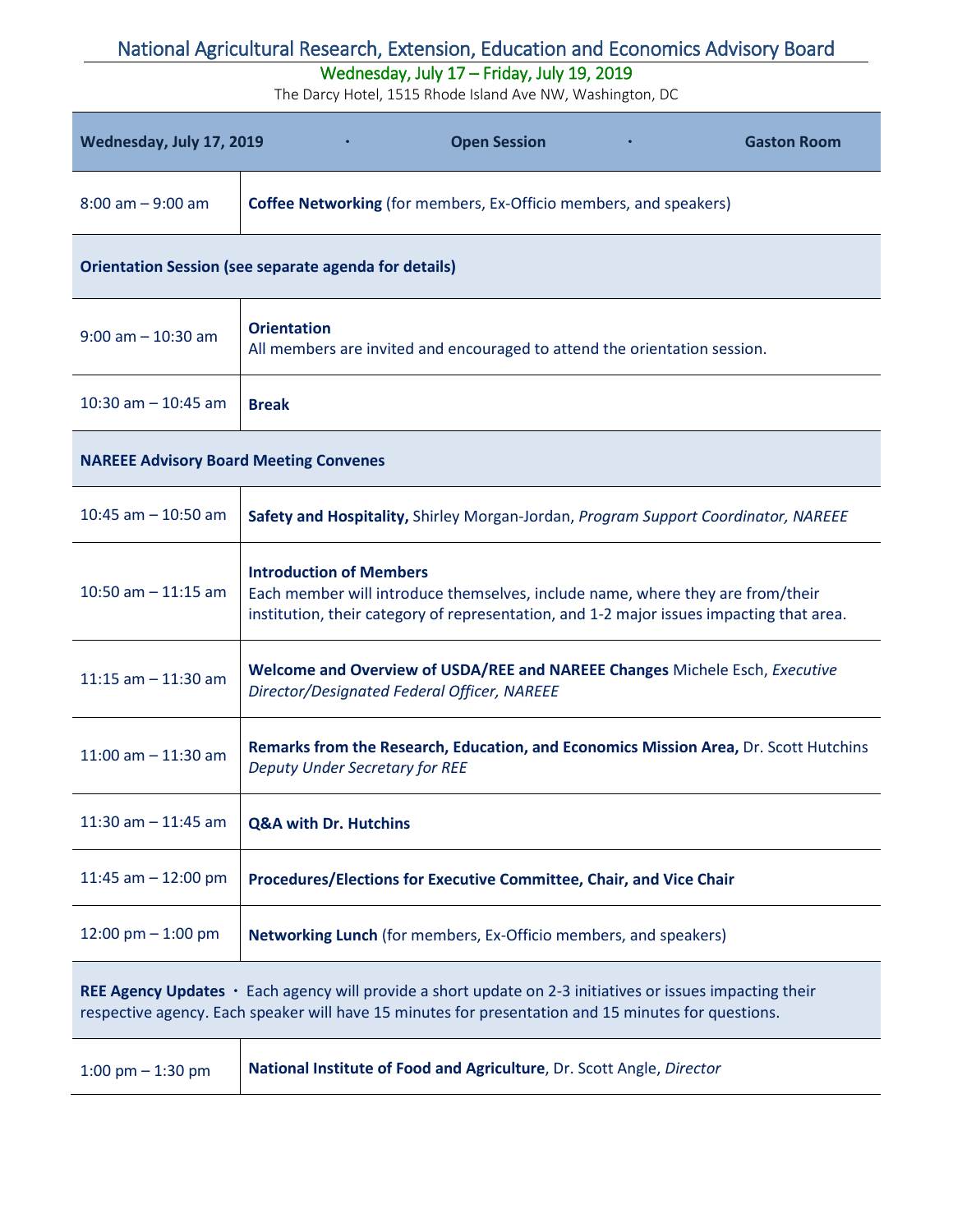# National Agricultural Research, Extension, Education and Economics Advisory Board

Wednesday, July 17 – Friday, July 19, 2019

The Darcy Hotel, 1515 Rhode Island Ave NW, Washington, DC

| **Wednesday, July 17, 2019 · Open Session · Gaston Room** | |
|---|---|
| 8:00 am – 9:00 am | **Coffee Networking** (for members, Ex-Officio members, and speakers) |
| **Orientation Session (see separate agenda for details)** | |
| 9:00 am – 10:30 am | **Orientation**<br>All members are invited and encouraged to attend the orientation session. |
| 10:30 am – 10:45 am | **Break** |
| **NAREEE Advisory Board Meeting Convenes** | |
| 10:45 am – 10:50 am | **Safety and Hospitality,** Shirley Morgan-Jordan, *Program Support Coordinator, NAREEE* |
| 10:50 am – 11:15 am | **Introduction of Members**<br>Each member will introduce themselves, include name, where they are from/their institution, their category of representation, and 1-2 major issues impacting that area. |
| 11:15 am – 11:30 am | **Welcome and Overview of USDA/REE and NAREEE Changes** Michele Esch, *Executive Director/Designated Federal Officer, NAREEE* |
| 11:00 am – 11:30 am | **Remarks from the Research, Education, and Economics Mission Area,** Dr. Scott Hutchins *Deputy Under Secretary for REE* |
| 11:30 am – 11:45 am | **Q&A with Dr. Hutchins** |
| 11:45 am – 12:00 pm | **Procedures/Elections for Executive Committee, Chair, and Vice Chair** |
| 12:00 pm – 1:00 pm | **Networking Lunch** (for members, Ex-Officio members, and speakers) |
| **REE Agency Updates** · Each agency will provide a short update on 2-3 initiatives or issues impacting their respective agency. Each speaker will have 15 minutes for presentation and 15 minutes for questions. | |
| 1:00 pm – 1:30 pm | **National Institute of Food and Agriculture**, Dr. Scott Angle, *Director* |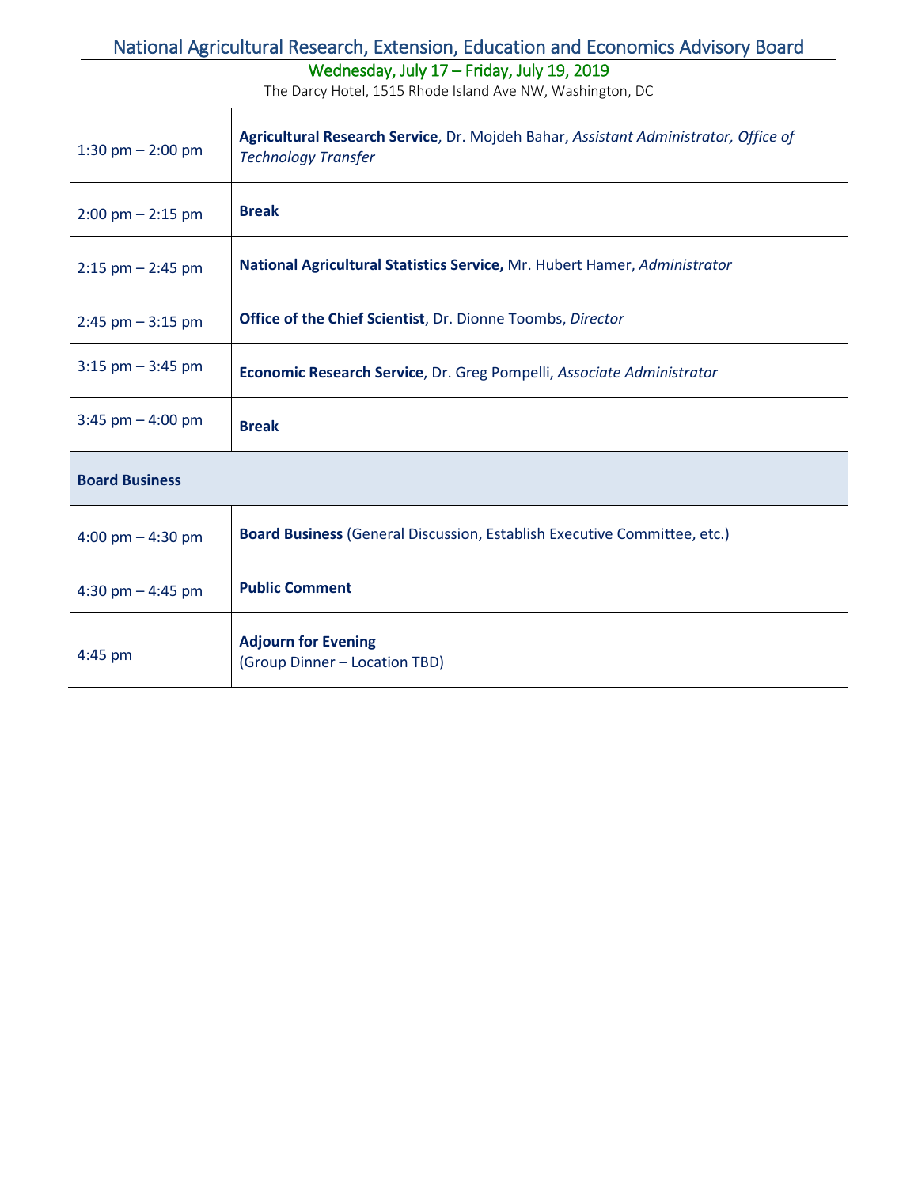National Agricultural Research, Extension, Education and Economics Advisory Board

Wednesday, July 17 – Friday, July 19, 2019

The Darcy Hotel, 1515 Rhode Island Ave NW, Washington, DC

| | |
|---|---|
| 1:30 pm – 2:00 pm | **Agricultural Research Service**, Dr. Mojdeh Bahar, *Assistant Administrator, Office of Technology Transfer* |
| 2:00 pm – 2:15 pm | **Break** |
| 2:15 pm – 2:45 pm | **National Agricultural Statistics Service,** Mr. Hubert Hamer, *Administrator* |
| 2:45 pm – 3:15 pm | **Office of the Chief Scientist**, Dr. Dionne Toombs, *Director* |
| 3:15 pm – 3:45 pm | **Economic Research Service**, Dr. Greg Pompelli, *Associate Administrator* |
| 3:45 pm – 4:00 pm | **Break** |
| **Board Business** | |
| 4:00 pm – 4:30 pm | **Board Business** (General Discussion, Establish Executive Committee, etc.) |
| 4:30 pm – 4:45 pm | **Public Comment** |
| 4:45 pm | **Adjourn for Evening** (Group Dinner – Location TBD) |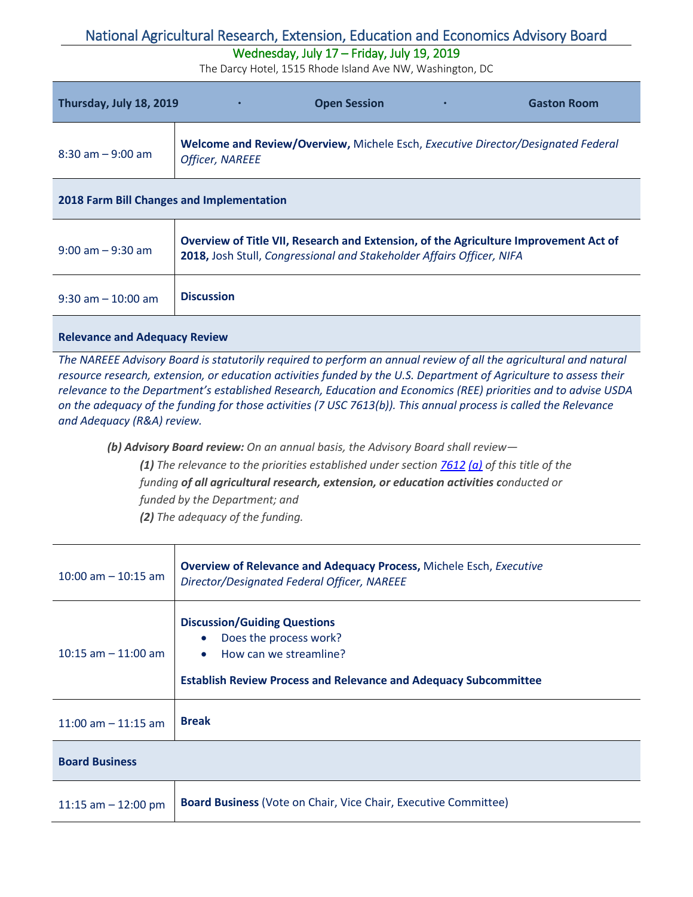# National Agricultural Research, Extension, Education and Economics Advisory Board

Wednesday, July 17 – Friday, July 19, 2019

The Darcy Hotel, 1515 Rhode Island Ave NW, Washington, DC

| Thursday, July 18, 2019 · Open Session · Gaston Room | |
|---|---|
| 8:30 am – 9:00 am | **Welcome and Review/Overview,** Michele Esch, *Executive Director/Designated Federal Officer, NAREEE* |
| **2018 Farm Bill Changes and Implementation** | |
| 9:00 am – 9:30 am | **Overview of Title VII, Research and Extension, of the Agriculture Improvement Act of 2018,** Josh Stull, *Congressional and Stakeholder Affairs Officer, NIFA* |
| 9:30 am – 10:00 am | **Discussion** |

**Relevance and Adequacy Review**

*The NAREEE Advisory Board is statutorily required to perform an annual review of all the agricultural and natural resource research, extension, or education activities funded by the U.S. Department of Agriculture to assess their relevance to the Department's established Research, Education and Economics (REE) priorities and to advise USDA on the adequacy of the funding for those activities (7 USC 7613(b)). This annual process is called the Relevance and Adequacy (R&A) review.*

> ***(b) Advisory Board review:*** *On an annual basis, the Advisory Board shall review—*
>
> ***(1)*** *The relevance to the priorities established under section 7612 (a) of this title of the funding* ***of all agricultural research, extension, or education activities c****onducted or funded by the Department; and*
>
> ***(2)*** *The adequacy of the funding.*

| | |
|---|---|
| 10:00 am – 10:15 am | **Overview of Relevance and Adequacy Process,** Michele Esch, *Executive Director/Designated Federal Officer, NAREEE* |
| 10:15 am – 11:00 am | **Discussion/Guiding Questions**<br>• Does the process work?<br>• How can we streamline?<br><br>**Establish Review Process and Relevance and Adequacy Subcommittee** |
| 11:00 am – 11:15 am | **Break** |
| **Board Business** | |
| 11:15 am – 12:00 pm | **Board Business** (Vote on Chair, Vice Chair, Executive Committee) |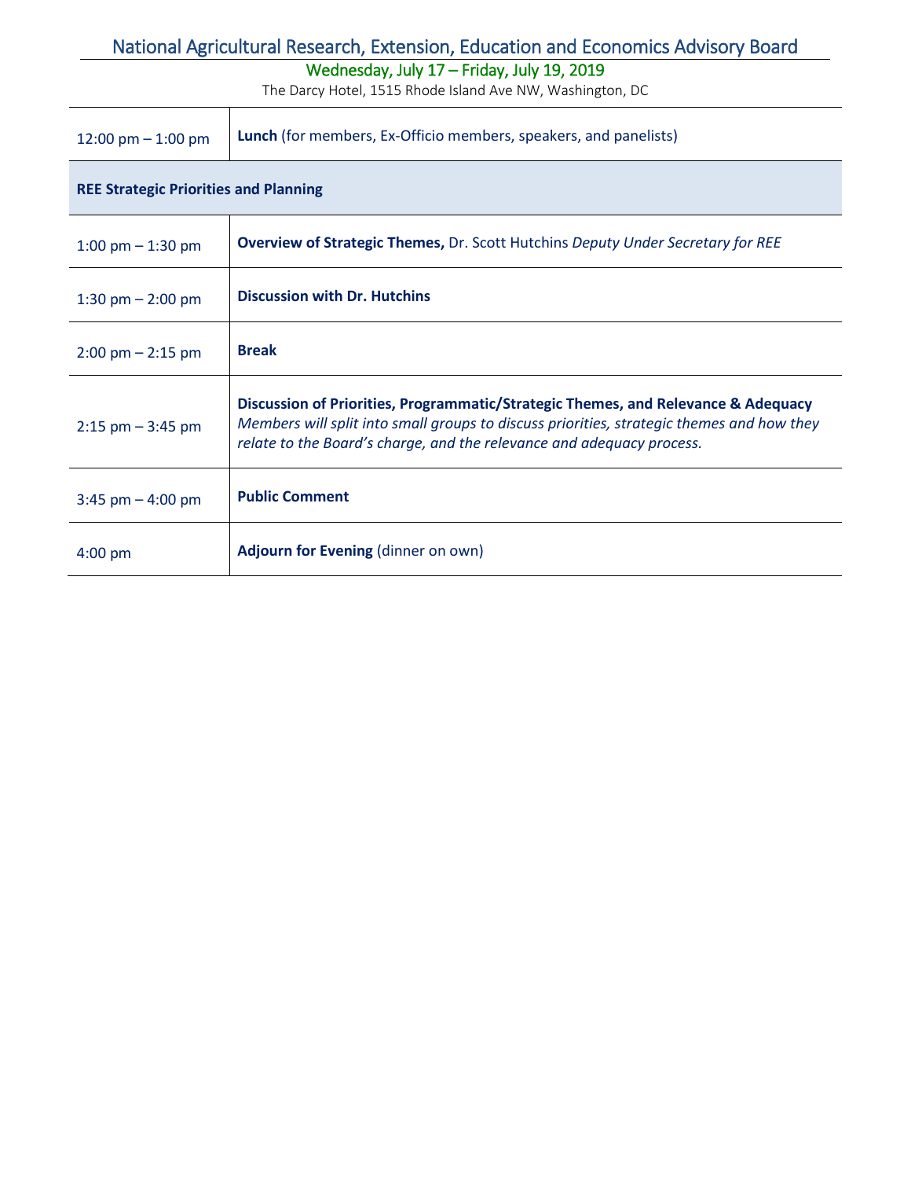# National Agricultural Research, Extension, Education and Economics Advisory Board

Wednesday, July 17 – Friday, July 19, 2019

The Darcy Hotel, 1515 Rhode Island Ave NW, Washington, DC

| | |
|---|---|
| 12:00 pm – 1:00 pm | **Lunch** (for members, Ex-Officio members, speakers, and panelists) |
| **REE Strategic Priorities and Planning** | |
| 1:00 pm – 1:30 pm | **Overview of Strategic Themes,** Dr. Scott Hutchins *Deputy Under Secretary for REE* |
| 1:30 pm – 2:00 pm | **Discussion with Dr. Hutchins** |
| 2:00 pm – 2:15 pm | **Break** |
| 2:15 pm – 3:45 pm | **Discussion of Priorities, Programmatic/Strategic Themes, and Relevance & Adequacy** *Members will split into small groups to discuss priorities, strategic themes and how they relate to the Board's charge, and the relevance and adequacy process.* |
| 3:45 pm – 4:00 pm | **Public Comment** |
| 4:00 pm | **Adjourn for Evening** (dinner on own) |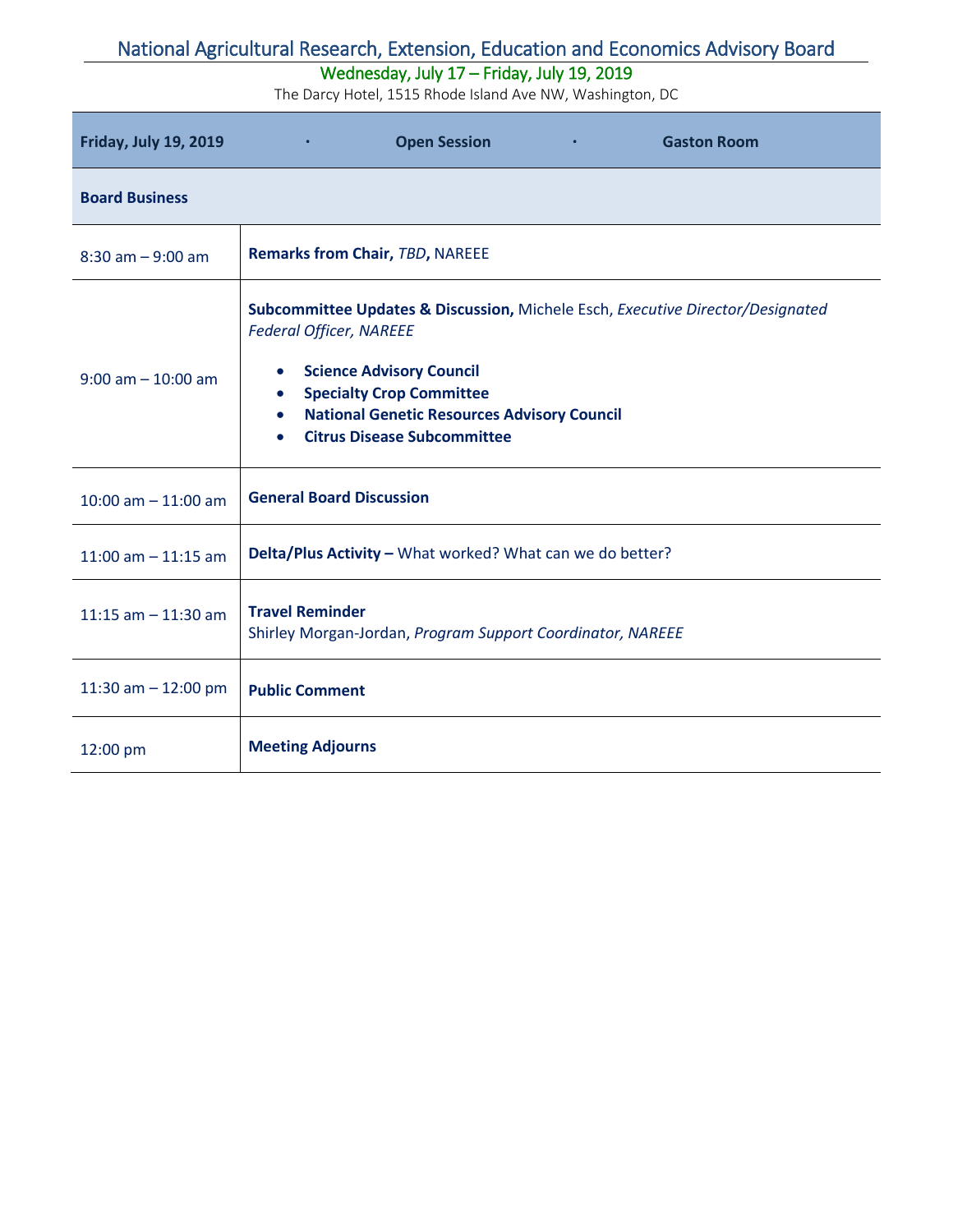# National Agricultural Research, Extension, Education and Economics Advisory Board

Wednesday, July 17 – Friday, July 19, 2019

The Darcy Hotel, 1515 Rhode Island Ave NW, Washington, DC

| **Friday, July 19, 2019** · **Open Session** · **Gaston Room** | |
|---|---|
| **Board Business** | |
| 8:30 am – 9:00 am | **Remarks from Chair,** *TBD*, NAREEE |
| 9:00 am – 10:00 am | **Subcommittee Updates & Discussion,** Michele Esch, *Executive Director/Designated Federal Officer, NAREEE*<br>• **Science Advisory Council**<br>• **Specialty Crop Committee**<br>• **National Genetic Resources Advisory Council**<br>• **Citrus Disease Subcommittee** |
| 10:00 am – 11:00 am | **General Board Discussion** |
| 11:00 am – 11:15 am | **Delta/Plus Activity –** What worked? What can we do better? |
| 11:15 am – 11:30 am | **Travel Reminder**<br>Shirley Morgan-Jordan, *Program Support Coordinator, NAREEE* |
| 11:30 am – 12:00 pm | **Public Comment** |
| 12:00 pm | **Meeting Adjourns** |